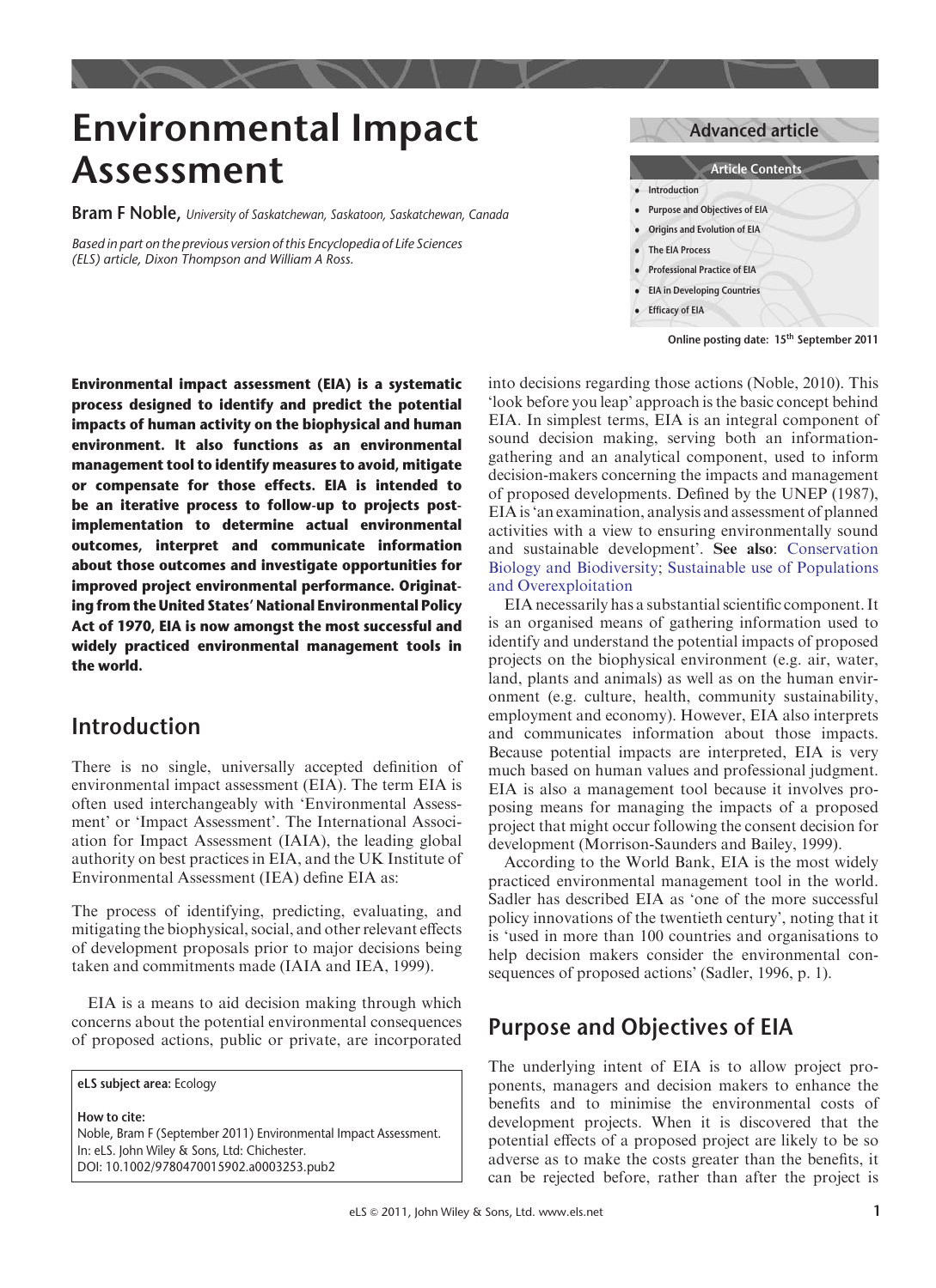# Environmental Impact Assessment

**Bram F Noble,** *University of Saskatchewan, Saskatoon, Saskatchewan, Canada*

*Based in part on the previous version of this Encyclopedia of Life Sciences (ELS) article, Dixon Thompson and William A Ross.*

Advanced article

**Article Contents**

- Introduction
- Purpose and Objectives of EIA
- Origins and Evolution of EIA
- The EIA Process
- Professional Practice of EIA
- EIA in Developing Countries
- Efficacy of EIA

Online posting date: 15th September 2011

**Environmental impact assessment (EIA) is a systematic process designed to identify and predict the potential impacts of human activity on the biophysical and human environment. It also functions as an environmental management tool to identify measures to avoid, mitigate or compensate for those effects. EIA is intended to be an iterative process to follow-up to projects post-implementation to determine actual environmental outcomes, interpret and communicate information about those outcomes and investigate opportunities for improved project environmental performance. Originating from the United States' National Environmental Policy Act of 1970, EIA is now amongst the most successful and widely practiced environmental management tools in the world.**

## Introduction

There is no single, universally accepted definition of environmental impact assessment (EIA). The term EIA is often used interchangeably with 'Environmental Assessment' or 'Impact Assessment'. The International Association for Impact Assessment (IAIA), the leading global authority on best practices in EIA, and the UK Institute of Environmental Assessment (IEA) define EIA as:

> The process of identifying, predicting, evaluating, and mitigating the biophysical, social, and other relevant effects of development proposals prior to major decisions being taken and commitments made (IAIA and IEA, 1999).

EIA is a means to aid decision making through which concerns about the potential environmental consequences of proposed actions, public or private, are incorporated into decisions regarding those actions (Noble, 2010). This 'look before you leap' approach is the basic concept behind EIA. In simplest terms, EIA is an integral component of sound decision making, serving both an information-gathering and an analytical component, used to inform decision-makers concerning the impacts and management of proposed developments. Defined by the UNEP (1987), EIA is 'an examination, analysis and assessment of planned activities with a view to ensuring environmentally sound and sustainable development'. **See also**: Conservation Biology and Biodiversity; Sustainable use of Populations and Overexploitation

EIA necessarily has a substantial scientific component. It is an organised means of gathering information used to identify and understand the potential impacts of proposed projects on the biophysical environment (e.g. air, water, land, plants and animals) as well as on the human environment (e.g. culture, health, community sustainability, employment and economy). However, EIA also interprets and communicates information about those impacts. Because potential impacts are interpreted, EIA is very much based on human values and professional judgment. EIA is also a management tool because it involves proposing means for managing the impacts of a proposed project that might occur following the consent decision for development (Morrison-Saunders and Bailey, 1999).

According to the World Bank, EIA is the most widely practiced environmental management tool in the world. Sadler has described EIA as 'one of the more successful policy innovations of the twentieth century', noting that it is 'used in more than 100 countries and organisations to help decision makers consider the environmental consequences of proposed actions' (Sadler, 1996, p. 1).

## Purpose and Objectives of EIA

The underlying intent of EIA is to allow project proponents, managers and decision makers to enhance the benefits and to minimise the environmental costs of development projects. When it is discovered that the potential effects of a proposed project are likely to be so adverse as to make the costs greater than the benefits, it can be rejected before, rather than after the project is

---

**eLS subject area:** Ecology

**How to cite:**
Noble, Bram F (September 2011) Environmental Impact Assessment. In: eLS. John Wiley & Sons, Ltd: Chichester.
DOI: 10.1002/9780470015902.a0003253.pub2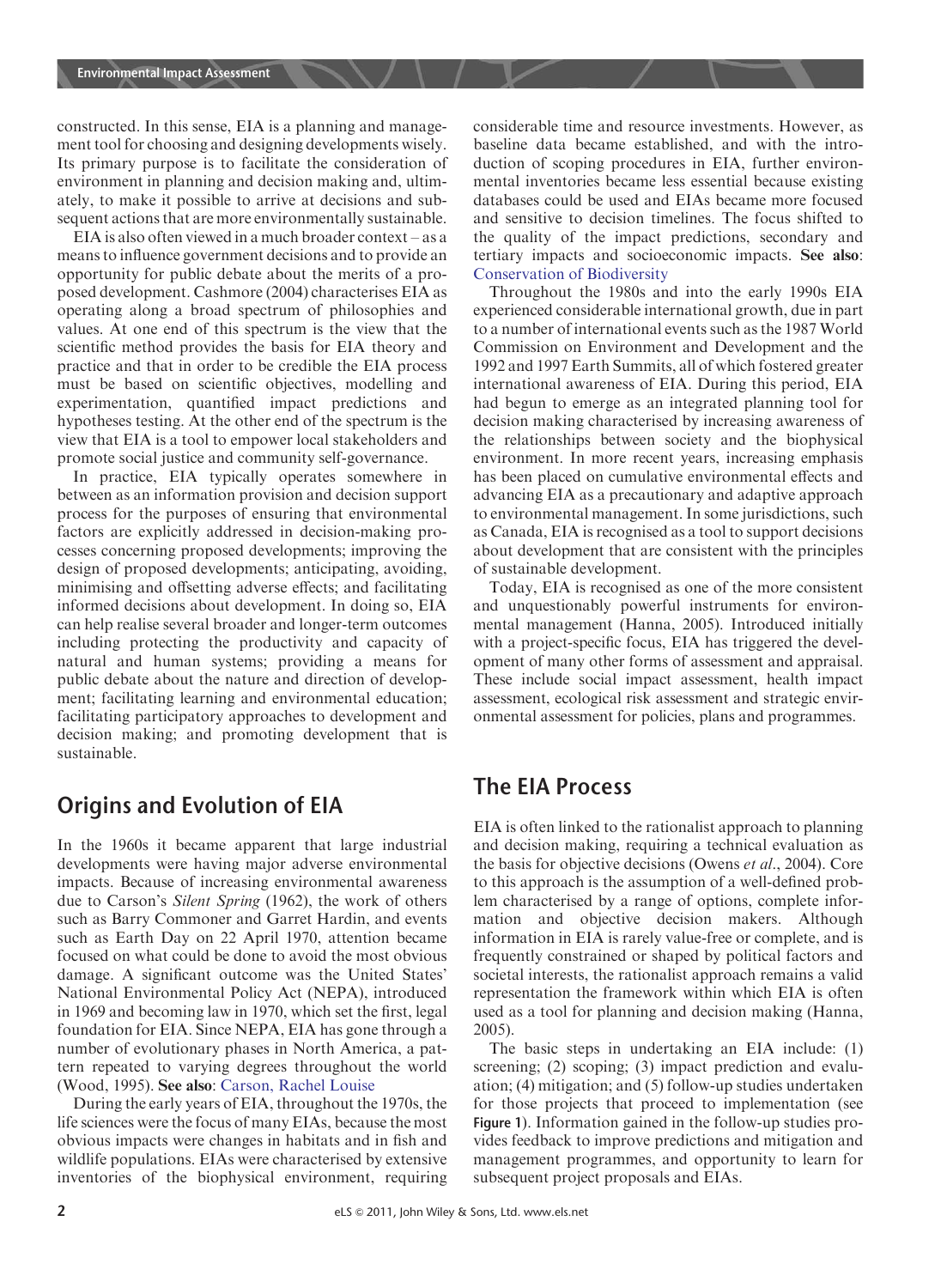constructed. In this sense, EIA is a planning and management tool for choosing and designing developments wisely. Its primary purpose is to facilitate the consideration of environment in planning and decision making and, ultimately, to make it possible to arrive at decisions and subsequent actions that are more environmentally sustainable.

EIA is also often viewed in a much broader context – as a means to influence government decisions and to provide an opportunity for public debate about the merits of a proposed development. Cashmore (2004) characterises EIA as operating along a broad spectrum of philosophies and values. At one end of this spectrum is the view that the scientific method provides the basis for EIA theory and practice and that in order to be credible the EIA process must be based on scientific objectives, modelling and experimentation, quantified impact predictions and hypotheses testing. At the other end of the spectrum is the view that EIA is a tool to empower local stakeholders and promote social justice and community self-governance.

In practice, EIA typically operates somewhere in between as an information provision and decision support process for the purposes of ensuring that environmental factors are explicitly addressed in decision-making processes concerning proposed developments; improving the design of proposed developments; anticipating, avoiding, minimising and offsetting adverse effects; and facilitating informed decisions about development. In doing so, EIA can help realise several broader and longer-term outcomes including protecting the productivity and capacity of natural and human systems; providing a means for public debate about the nature and direction of development; facilitating learning and environmental education; facilitating participatory approaches to development and decision making; and promoting development that is sustainable.

## Origins and Evolution of EIA

In the 1960s it became apparent that large industrial developments were having major adverse environmental impacts. Because of increasing environmental awareness due to Carson's *Silent Spring* (1962), the work of others such as Barry Commoner and Garret Hardin, and events such as Earth Day on 22 April 1970, attention became focused on what could be done to avoid the most obvious damage. A significant outcome was the United States' National Environmental Policy Act (NEPA), introduced in 1969 and becoming law in 1970, which set the first, legal foundation for EIA. Since NEPA, EIA has gone through a number of evolutionary phases in North America, a pattern repeated to varying degrees throughout the world (Wood, 1995). **See also**: Carson, Rachel Louise

During the early years of EIA, throughout the 1970s, the life sciences were the focus of many EIAs, because the most obvious impacts were changes in habitats and in fish and wildlife populations. EIAs were characterised by extensive inventories of the biophysical environment, requiring considerable time and resource investments. However, as baseline data became established, and with the introduction of scoping procedures in EIA, further environmental inventories became less essential because existing databases could be used and EIAs became more focused and sensitive to decision timelines. The focus shifted to the quality of the impact predictions, secondary and tertiary impacts and socioeconomic impacts. **See also**: Conservation of Biodiversity

Throughout the 1980s and into the early 1990s EIA experienced considerable international growth, due in part to a number of international events such as the 1987 World Commission on Environment and Development and the 1992 and 1997 Earth Summits, all of which fostered greater international awareness of EIA. During this period, EIA had begun to emerge as an integrated planning tool for decision making characterised by increasing awareness of the relationships between society and the biophysical environment. In more recent years, increasing emphasis has been placed on cumulative environmental effects and advancing EIA as a precautionary and adaptive approach to environmental management. In some jurisdictions, such as Canada, EIA is recognised as a tool to support decisions about development that are consistent with the principles of sustainable development.

Today, EIA is recognised as one of the more consistent and unquestionably powerful instruments for environmental management (Hanna, 2005). Introduced initially with a project-specific focus, EIA has triggered the development of many other forms of assessment and appraisal. These include social impact assessment, health impact assessment, ecological risk assessment and strategic environmental assessment for policies, plans and programmes.

## The EIA Process

EIA is often linked to the rationalist approach to planning and decision making, requiring a technical evaluation as the basis for objective decisions (Owens *et al*., 2004). Core to this approach is the assumption of a well-defined problem characterised by a range of options, complete information and objective decision makers. Although information in EIA is rarely value-free or complete, and is frequently constrained or shaped by political factors and societal interests, the rationalist approach remains a valid representation the framework within which EIA is often used as a tool for planning and decision making (Hanna, 2005).

The basic steps in undertaking an EIA include: (1) screening; (2) scoping; (3) impact prediction and evaluation; (4) mitigation; and (5) follow-up studies undertaken for those projects that proceed to implementation (see **Figure 1**). Information gained in the follow-up studies provides feedback to improve predictions and mitigation and management programmes, and opportunity to learn for subsequent project proposals and EIAs.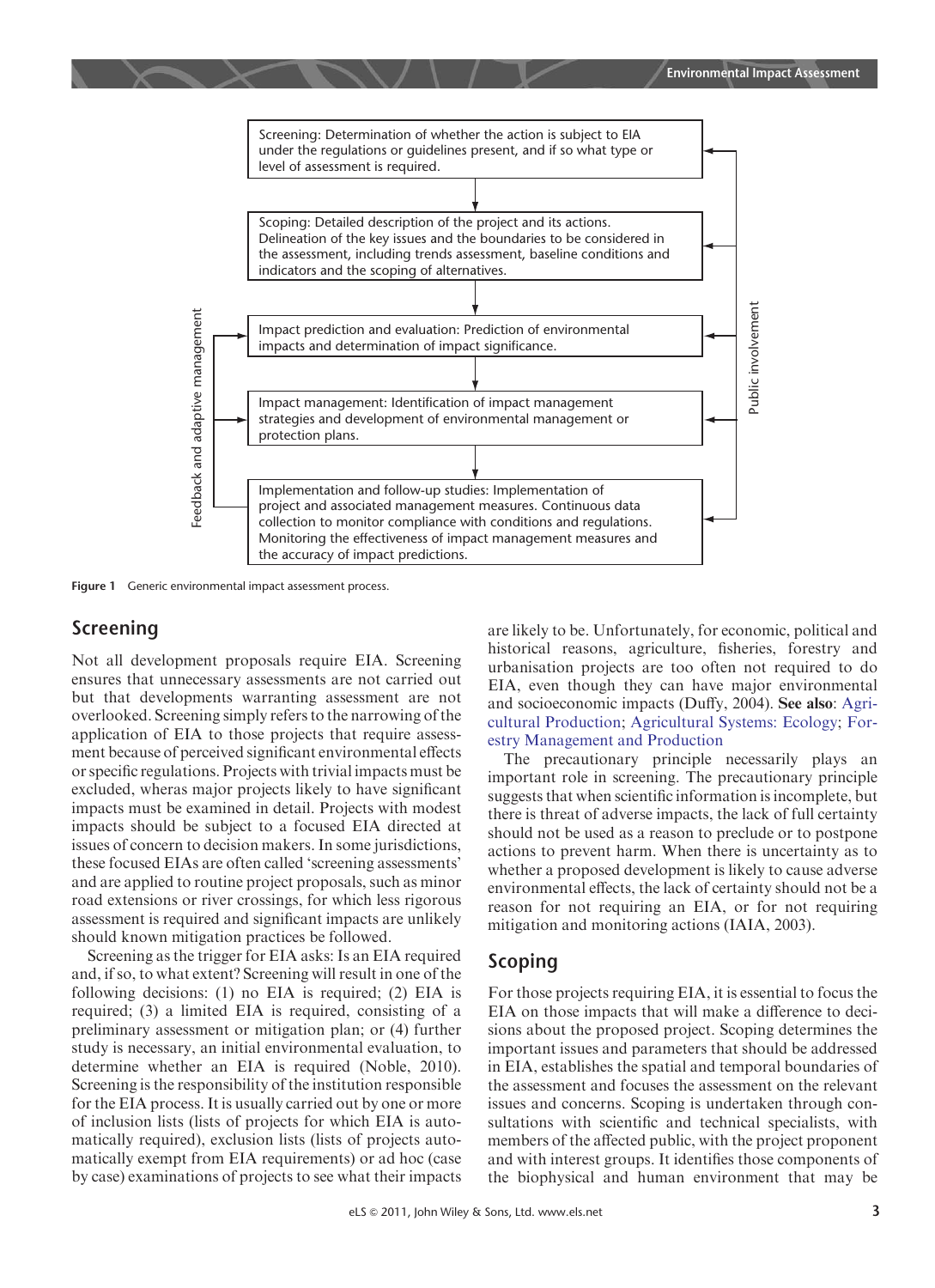Screening: Determination of whether the action is subject to EIA under the regulations or guidelines present, and if so what type or level of assessment is required.

Scoping: Detailed description of the project and its actions. Delineation of the key issues and the boundaries to be considered in the assessment, including trends assessment, baseline conditions and indicators and the scoping of alternatives.

Impact prediction and evaluation: Prediction of environmental impacts and determination of impact significance.

Impact management: Identification of impact management strategies and development of environmental management or protection plans.

Implementation and follow-up studies: Implementation of project and associated management measures. Continuous data collection to monitor compliance with conditions and regulations. Monitoring the effectiveness of impact management measures and the accuracy of impact predictions.

Feedback and adaptive management

Public involvement

**Figure 1** Generic environmental impact assessment process.

## Screening

Not all development proposals require EIA. Screening ensures that unnecessary assessments are not carried out but that developments warranting assessment are not overlooked. Screening simply refers to the narrowing of the application of EIA to those projects that require assessment because of perceived significant environmental effects or specific regulations. Projects with trivial impacts must be excluded, wheras major projects likely to have significant impacts must be examined in detail. Projects with modest impacts should be subject to a focused EIA directed at issues of concern to decision makers. In some jurisdictions, these focused EIAs are often called 'screening assessments' and are applied to routine project proposals, such as minor road extensions or river crossings, for which less rigorous assessment is required and significant impacts are unlikely should known mitigation practices be followed.

Screening as the trigger for EIA asks: Is an EIA required and, if so, to what extent? Screening will result in one of the following decisions: (1) no EIA is required; (2) EIA is required; (3) a limited EIA is required, consisting of a preliminary assessment or mitigation plan; or (4) further study is necessary, an initial environmental evaluation, to determine whether an EIA is required (Noble, 2010). Screening is the responsibility of the institution responsible for the EIA process. It is usually carried out by one or more of inclusion lists (lists of projects for which EIA is automatically required), exclusion lists (lists of projects automatically exempt from EIA requirements) or ad hoc (case by case) examinations of projects to see what their impacts are likely to be. Unfortunately, for economic, political and historical reasons, agriculture, fisheries, forestry and urbanisation projects are too often not required to do EIA, even though they can have major environmental and socioeconomic impacts (Duffy, 2004). **See also**: Agricultural Production; Agricultural Systems: Ecology; Forestry Management and Production

The precautionary principle necessarily plays an important role in screening. The precautionary principle suggests that when scientific information is incomplete, but there is threat of adverse impacts, the lack of full certainty should not be used as a reason to preclude or to postpone actions to prevent harm. When there is uncertainty as to whether a proposed development is likely to cause adverse environmental effects, the lack of certainty should not be a reason for not requiring an EIA, or for not requiring mitigation and monitoring actions (IAIA, 2003).

## Scoping

For those projects requiring EIA, it is essential to focus the EIA on those impacts that will make a difference to decisions about the proposed project. Scoping determines the important issues and parameters that should be addressed in EIA, establishes the spatial and temporal boundaries of the assessment and focuses the assessment on the relevant issues and concerns. Scoping is undertaken through consultations with scientific and technical specialists, with members of the affected public, with the project proponent and with interest groups. It identifies those components of the biophysical and human environment that may be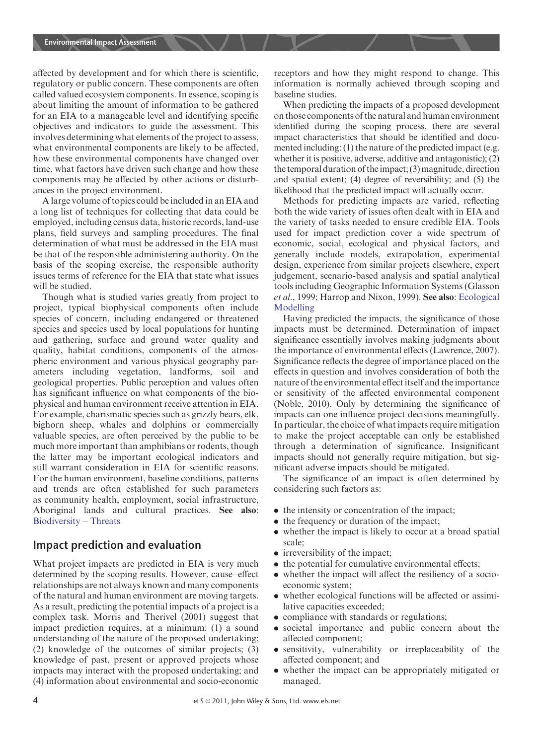affected by development and for which there is scientific, regulatory or public concern. These components are often called valued ecosystem components. In essence, scoping is about limiting the amount of information to be gathered for an EIA to a manageable level and identifying specific objectives and indicators to guide the assessment. This involves determining what elements of the project to assess, what environmental components are likely to be affected, how these environmental components have changed over time, what factors have driven such change and how these components may be affected by other actions or disturbances in the project environment.

A large volume of topics could be included in an EIA and a long list of techniques for collecting that data could be employed, including census data, historic records, land-use plans, field surveys and sampling procedures. The final determination of what must be addressed in the EIA must be that of the responsible administering authority. On the basis of the scoping exercise, the responsible authority issues terms of reference for the EIA that state what issues will be studied.

Though what is studied varies greatly from project to project, typical biophysical components often include species of concern, including endangered or threatened species and species used by local populations for hunting and gathering, surface and ground water quality and quality, habitat conditions, components of the atmospheric environment and various physical geography parameters including vegetation, landforms, soil and geological properties. Public perception and values often has significant influence on what components of the biophysical and human environment receive attention in EIA. For example, charismatic species such as grizzly bears, elk, bighorn sheep, whales and dolphins or commercially valuable species, are often perceived by the public to be much more important than amphibians or rodents, though the latter may be important ecological indicators and still warrant consideration in EIA for scientific reasons. For the human environment, baseline conditions, patterns and trends are often established for such parameters as community health, employment, social infrastructure, Aboriginal lands and cultural practices. **See also**: Biodiversity – Threats

## Impact prediction and evaluation

What project impacts are predicted in EIA is very much determined by the scoping results. However, cause–effect relationships are not always known and many components of the natural and human environment are moving targets. As a result, predicting the potential impacts of a project is a complex task. Morris and Therivel (2001) suggest that impact prediction requires, at a minimum: (1) a sound understanding of the nature of the proposed undertaking; (2) knowledge of the outcomes of similar projects; (3) knowledge of past, present or approved projects whose impacts may interact with the proposed undertaking; and (4) information about environmental and socio-economic receptors and how they might respond to change. This information is normally achieved through scoping and baseline studies.

When predicting the impacts of a proposed development on those components of the natural and human environment identified during the scoping process, there are several impact characteristics that should be identified and documented including: (1) the nature of the predicted impact (e.g. whether it is positive, adverse, additive and antagonistic); (2) the temporal duration of the impact; (3) magnitude, direction and spatial extent; (4) degree of reversibility; and (5) the likelihood that the predicted impact will actually occur.

Methods for predicting impacts are varied, reflecting both the wide variety of issues often dealt with in EIA and the variety of tasks needed to ensure credible EIA. Tools used for impact prediction cover a wide spectrum of economic, social, ecological and physical factors, and generally include models, extrapolation, experimental design, experience from similar projects elsewhere, expert judgement, scenario-based analysis and spatial analytical tools including Geographic Information Systems (Glasson *et al.*, 1999; Harrop and Nixon, 1999). **See also**: Ecological Modelling

Having predicted the impacts, the significance of those impacts must be determined. Determination of impact significance essentially involves making judgments about the importance of environmental effects (Lawrence, 2007). Significance reflects the degree of importance placed on the effects in question and involves consideration of both the nature of the environmental effect itself and the importance or sensitivity of the affected environmental component (Noble, 2010). Only by determining the significance of impacts can one influence project decisions meaningfully. In particular, the choice of what impacts require mitigation to make the project acceptable can only be established through a determination of significance. Insignificant impacts should not generally require mitigation, but significant adverse impacts should be mitigated.

The significance of an impact is often determined by considering such factors as:

- the intensity or concentration of the impact;
- the frequency or duration of the impact;
- whether the impact is likely to occur at a broad spatial scale;
- irreversibility of the impact;
- the potential for cumulative environmental effects;
- whether the impact will affect the resiliency of a socio-economic system;
- whether ecological functions will be affected or assimilative capacities exceeded;
- compliance with standards or regulations;
- societal importance and public concern about the affected component;
- sensitivity, vulnerability or irreplaceability of the affected component; and
- whether the impact can be appropriately mitigated or managed.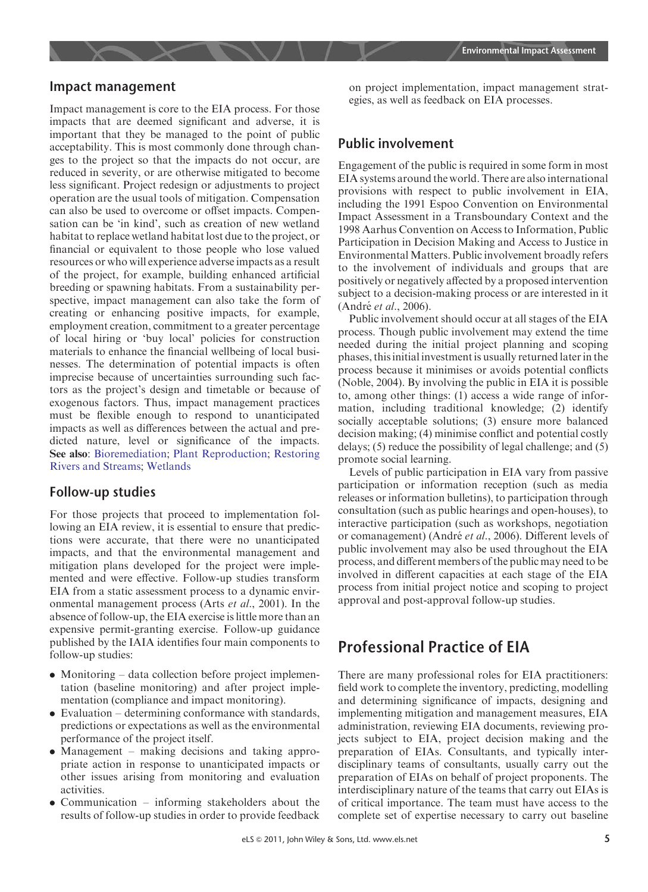## Impact management

Impact management is core to the EIA process. For those impacts that are deemed significant and adverse, it is important that they be managed to the point of public acceptability. This is most commonly done through changes to the project so that the impacts do not occur, are reduced in severity, or are otherwise mitigated to become less significant. Project redesign or adjustments to project operation are the usual tools of mitigation. Compensation can also be used to overcome or offset impacts. Compensation can be 'in kind', such as creation of new wetland habitat to replace wetland habitat lost due to the project, or financial or equivalent to those people who lose valued resources or who will experience adverse impacts as a result of the project, for example, building enhanced artificial breeding or spawning habitats. From a sustainability perspective, impact management can also take the form of creating or enhancing positive impacts, for example, employment creation, commitment to a greater percentage of local hiring or 'buy local' policies for construction materials to enhance the financial wellbeing of local businesses. The determination of potential impacts is often imprecise because of uncertainties surrounding such factors as the project's design and timetable or because of exogenous factors. Thus, impact management practices must be flexible enough to respond to unanticipated impacts as well as differences between the actual and predicted nature, level or significance of the impacts. **See also**: Bioremediation; Plant Reproduction; Restoring Rivers and Streams; Wetlands

## Follow-up studies

For those projects that proceed to implementation following an EIA review, it is essential to ensure that predictions were accurate, that there were no unanticipated impacts, and that the environmental management and mitigation plans developed for the project were implemented and were effective. Follow-up studies transform EIA from a static assessment process to a dynamic environmental management process (Arts *et al*., 2001). In the absence of follow-up, the EIA exercise is little more than an expensive permit-granting exercise. Follow-up guidance published by the IAIA identifies four main components to follow-up studies:

- Monitoring – data collection before project implementation (baseline monitoring) and after project implementation (compliance and impact monitoring).
- Evaluation – determining conformance with standards, predictions or expectations as well as the environmental performance of the project itself.
- Management – making decisions and taking appropriate action in response to unanticipated impacts or other issues arising from monitoring and evaluation activities.
- Communication – informing stakeholders about the results of follow-up studies in order to provide feedback on project implementation, impact management strategies, as well as feedback on EIA processes.

## Public involvement

Engagement of the public is required in some form in most EIA systems around the world. There are also international provisions with respect to public involvement in EIA, including the 1991 Espoo Convention on Environmental Impact Assessment in a Transboundary Context and the 1998 Aarhus Convention on Access to Information, Public Participation in Decision Making and Access to Justice in Environmental Matters. Public involvement broadly refers to the involvement of individuals and groups that are positively or negatively affected by a proposed intervention subject to a decision-making process or are interested in it (André *et al*., 2006).

Public involvement should occur at all stages of the EIA process. Though public involvement may extend the time needed during the initial project planning and scoping phases, this initial investment is usually returned later in the process because it minimises or avoids potential conflicts (Noble, 2004). By involving the public in EIA it is possible to, among other things: (1) access a wide range of information, including traditional knowledge; (2) identify socially acceptable solutions; (3) ensure more balanced decision making; (4) minimise conflict and potential costly delays; (5) reduce the possibility of legal challenge; and (5) promote social learning.

Levels of public participation in EIA vary from passive participation or information reception (such as media releases or information bulletins), to participation through consultation (such as public hearings and open-houses), to interactive participation (such as workshops, negotiation or comanagement) (André *et al*., 2006). Different levels of public involvement may also be used throughout the EIA process, and different members of the public may need to be involved in different capacities at each stage of the EIA process from initial project notice and scoping to project approval and post-approval follow-up studies.

# Professional Practice of EIA

There are many professional roles for EIA practitioners: field work to complete the inventory, predicting, analysing and determining significance of impacts, designing and implementing mitigation and management measures, EIA administration, reviewing EIA documents, reviewing projects subject to EIA, project decision making and the preparation of EIAs. Consultants, and typically interdisciplinary teams of consultants, usually carry out the preparation of EIAs on behalf of project proponents. The interdisciplinary nature of the teams that carry out EIAs is of critical importance. The team must have access to the complete set of expertise necessary to carry out baseline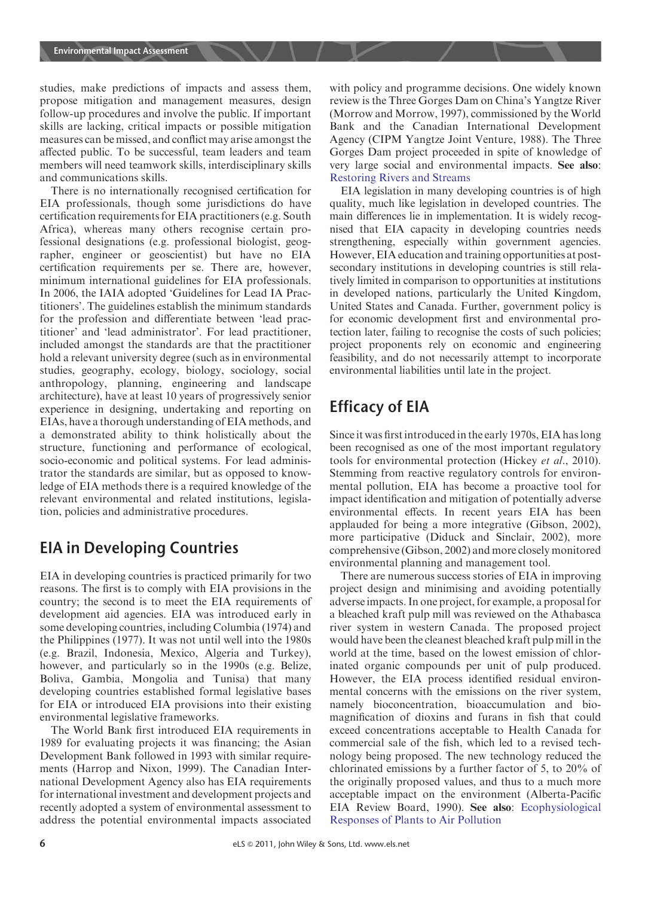studies, make predictions of impacts and assess them, propose mitigation and management measures, design follow-up procedures and involve the public. If important skills are lacking, critical impacts or possible mitigation measures can be missed, and conflict may arise amongst the affected public. To be successful, team leaders and team members will need teamwork skills, interdisciplinary skills and communications skills.

There is no internationally recognised certification for EIA professionals, though some jurisdictions do have certification requirements for EIA practitioners (e.g. South Africa), whereas many others recognise certain professional designations (e.g. professional biologist, geographer, engineer or geoscientist) but have no EIA certification requirements per se. There are, however, minimum international guidelines for EIA professionals. In 2006, the IAIA adopted 'Guidelines for Lead IA Practitioners'. The guidelines establish the minimum standards for the profession and differentiate between 'lead practitioner' and 'lead administrator'. For lead practitioner, included amongst the standards are that the practitioner hold a relevant university degree (such as in environmental studies, geography, ecology, biology, sociology, social anthropology, planning, engineering and landscape architecture), have at least 10 years of progressively senior experience in designing, undertaking and reporting on EIAs, have a thorough understanding of EIA methods, and a demonstrated ability to think holistically about the structure, functioning and performance of ecological, socio-economic and political systems. For lead administrator the standards are similar, but as opposed to knowledge of EIA methods there is a required knowledge of the relevant environmental and related institutions, legislation, policies and administrative procedures.

## EIA in Developing Countries

EIA in developing countries is practiced primarily for two reasons. The first is to comply with EIA provisions in the country; the second is to meet the EIA requirements of development aid agencies. EIA was introduced early in some developing countries, including Columbia (1974) and the Philippines (1977). It was not until well into the 1980s (e.g. Brazil, Indonesia, Mexico, Algeria and Turkey), however, and particularly so in the 1990s (e.g. Belize, Boliva, Gambia, Mongolia and Tunisa) that many developing countries established formal legislative bases for EIA or introduced EIA provisions into their existing environmental legislative frameworks.

The World Bank first introduced EIA requirements in 1989 for evaluating projects it was financing; the Asian Development Bank followed in 1993 with similar requirements (Harrop and Nixon, 1999). The Canadian International Development Agency also has EIA requirements for international investment and development projects and recently adopted a system of environmental assessment to address the potential environmental impacts associated with policy and programme decisions. One widely known review is the Three Gorges Dam on China's Yangtze River (Morrow and Morrow, 1997), commissioned by the World Bank and the Canadian International Development Agency (CIPM Yangtze Joint Venture, 1988). The Three Gorges Dam project proceeded in spite of knowledge of very large social and environmental impacts. **See also**: Restoring Rivers and Streams

EIA legislation in many developing countries is of high quality, much like legislation in developed countries. The main differences lie in implementation. It is widely recognised that EIA capacity in developing countries needs strengthening, especially within government agencies. However, EIA education and training opportunities at post-secondary institutions in developing countries is still relatively limited in comparison to opportunities at institutions in developed nations, particularly the United Kingdom, United States and Canada. Further, government policy is for economic development first and environmental protection later, failing to recognise the costs of such policies; project proponents rely on economic and engineering feasibility, and do not necessarily attempt to incorporate environmental liabilities until late in the project.

## Efficacy of EIA

Since it was first introduced in the early 1970s, EIA has long been recognised as one of the most important regulatory tools for environmental protection (Hickey *et al.*, 2010). Stemming from reactive regulatory controls for environmental pollution, EIA has become a proactive tool for impact identification and mitigation of potentially adverse environmental effects. In recent years EIA has been applauded for being a more integrative (Gibson, 2002), more participative (Diduck and Sinclair, 2002), more comprehensive (Gibson, 2002) and more closely monitored environmental planning and management tool.

There are numerous success stories of EIA in improving project design and minimising and avoiding potentially adverse impacts. In one project, for example, a proposal for a bleached kraft pulp mill was reviewed on the Athabasca river system in western Canada. The proposed project would have been the cleanest bleached kraft pulp mill in the world at the time, based on the lowest emission of chlorinated organic compounds per unit of pulp produced. However, the EIA process identified residual environmental concerns with the emissions on the river system, namely bioconcentration, bioaccumulation and biomagnification of dioxins and furans in fish that could exceed concentrations acceptable to Health Canada for commercial sale of the fish, which led to a revised technology being proposed. The new technology reduced the chlorinated emissions by a further factor of 5, to 20% of the originally proposed values, and thus to a much more acceptable impact on the environment (Alberta-Pacific EIA Review Board, 1990). **See also**: Ecophysiological Responses of Plants to Air Pollution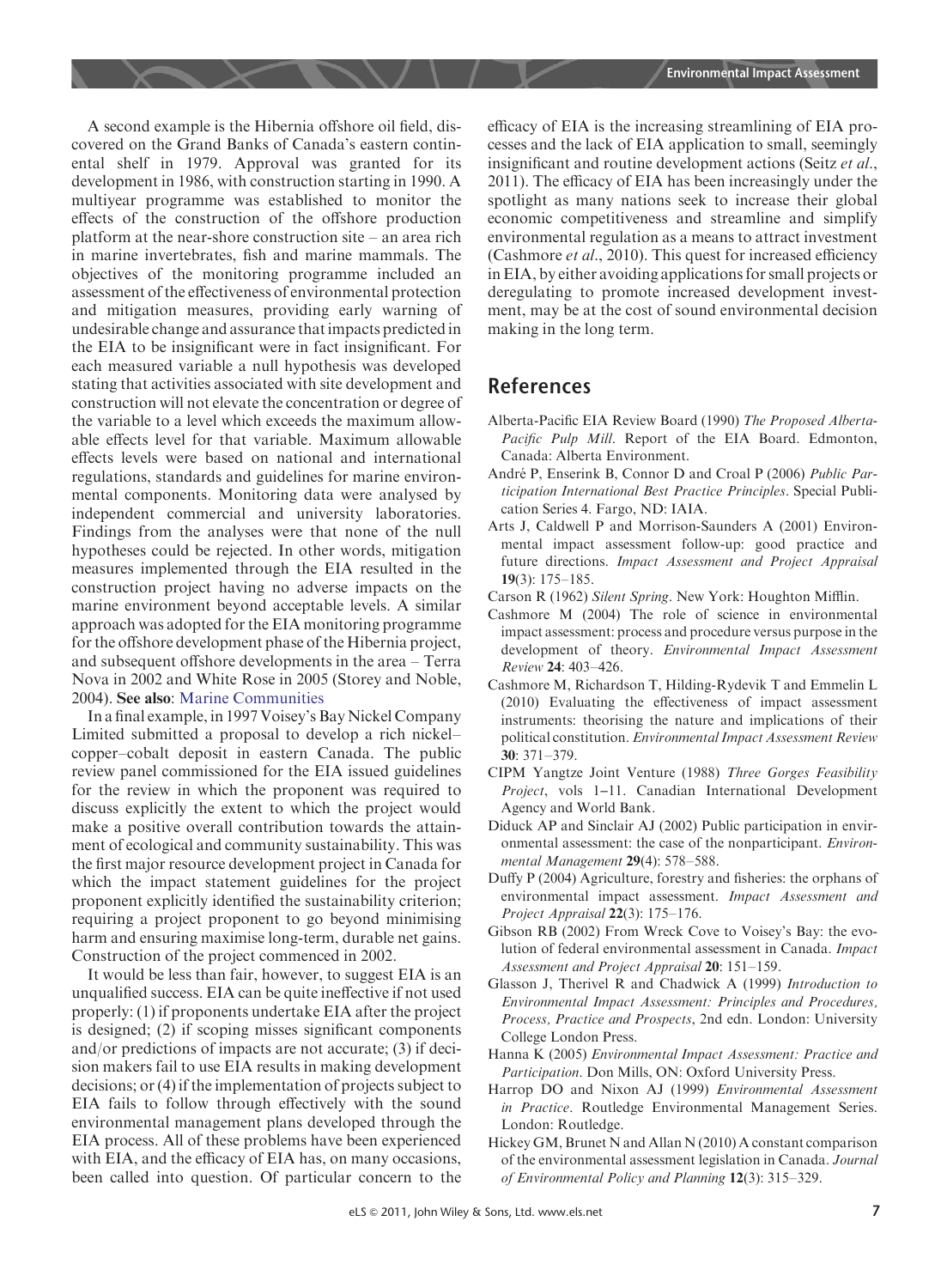A second example is the Hibernia offshore oil field, discovered on the Grand Banks of Canada's eastern continental shelf in 1979. Approval was granted for its development in 1986, with construction starting in 1990. A multiyear programme was established to monitor the effects of the construction of the offshore production platform at the near-shore construction site – an area rich in marine invertebrates, fish and marine mammals. The objectives of the monitoring programme included an assessment of the effectiveness of environmental protection and mitigation measures, providing early warning of undesirable change and assurance that impacts predicted in the EIA to be insignificant were in fact insignificant. For each measured variable a null hypothesis was developed stating that activities associated with site development and construction will not elevate the concentration or degree of the variable to a level which exceeds the maximum allowable effects level for that variable. Maximum allowable effects levels were based on national and international regulations, standards and guidelines for marine environmental components. Monitoring data were analysed by independent commercial and university laboratories. Findings from the analyses were that none of the null hypotheses could be rejected. In other words, mitigation measures implemented through the EIA resulted in the construction project having no adverse impacts on the marine environment beyond acceptable levels. A similar approach was adopted for the EIA monitoring programme for the offshore development phase of the Hibernia project, and subsequent offshore developments in the area – Terra Nova in 2002 and White Rose in 2005 (Storey and Noble, 2004). **See also**: Marine Communities

In a final example, in 1997 Voisey's Bay Nickel Company Limited submitted a proposal to develop a rich nickel–copper–cobalt deposit in eastern Canada. The public review panel commissioned for the EIA issued guidelines for the review in which the proponent was required to discuss explicitly the extent to which the project would make a positive overall contribution towards the attainment of ecological and community sustainability. This was the first major resource development project in Canada for which the impact statement guidelines for the project proponent explicitly identified the sustainability criterion; requiring a project proponent to go beyond minimising harm and ensuring maximise long-term, durable net gains. Construction of the project commenced in 2002.

It would be less than fair, however, to suggest EIA is an unqualified success. EIA can be quite ineffective if not used properly: (1) if proponents undertake EIA after the project is designed; (2) if scoping misses significant components and/or predictions of impacts are not accurate; (3) if decision makers fail to use EIA results in making development decisions; or (4) if the implementation of projects subject to EIA fails to follow through effectively with the sound environmental management plans developed through the EIA process. All of these problems have been experienced with EIA, and the efficacy of EIA has, on many occasions, been called into question. Of particular concern to the efficacy of EIA is the increasing streamlining of EIA processes and the lack of EIA application to small, seemingly insignificant and routine development actions (Seitz *et al*., 2011). The efficacy of EIA has been increasingly under the spotlight as many nations seek to increase their global economic competitiveness and streamline and simplify environmental regulation as a means to attract investment (Cashmore *et al*., 2010). This quest for increased efficiency in EIA, by either avoiding applications for small projects or deregulating to promote increased development investment, may be at the cost of sound environmental decision making in the long term.

## References

Alberta-Pacific EIA Review Board (1990) *The Proposed Alberta-Pacific Pulp Mill*. Report of the EIA Board. Edmonton, Canada: Alberta Environment.

André P, Enserink B, Connor D and Croal P (2006) *Public Participation International Best Practice Principles*. Special Publication Series 4. Fargo, ND: IAIA.

Arts J, Caldwell P and Morrison-Saunders A (2001) Environmental impact assessment follow-up: good practice and future directions. *Impact Assessment and Project Appraisal* **19**(3): 175–185.

Carson R (1962) *Silent Spring*. New York: Houghton Mifflin.

Cashmore M (2004) The role of science in environmental impact assessment: process and procedure versus purpose in the development of theory. *Environmental Impact Assessment Review* **24**: 403–426.

Cashmore M, Richardson T, Hilding-Rydevik T and Emmelin L (2010) Evaluating the effectiveness of impact assessment instruments: theorising the nature and implications of their political constitution. *Environmental Impact Assessment Review* **30**: 371–379.

CIPM Yangtze Joint Venture (1988) *Three Gorges Feasibility Project*, vols 1–11. Canadian International Development Agency and World Bank.

Diduck AP and Sinclair AJ (2002) Public participation in environmental assessment: the case of the nonparticipant. *Environmental Management* **29**(4): 578–588.

Duffy P (2004) Agriculture, forestry and fisheries: the orphans of environmental impact assessment. *Impact Assessment and Project Appraisal* **22**(3): 175–176.

Gibson RB (2002) From Wreck Cove to Voisey's Bay: the evolution of federal environmental assessment in Canada. *Impact Assessment and Project Appraisal* **20**: 151–159.

Glasson J, Therivel R and Chadwick A (1999) *Introduction to Environmental Impact Assessment: Principles and Procedures, Process, Practice and Prospects*, 2nd edn. London: University College London Press.

Hanna K (2005) *Environmental Impact Assessment: Practice and Participation*. Don Mills, ON: Oxford University Press.

Harrop DO and Nixon AJ (1999) *Environmental Assessment in Practice*. Routledge Environmental Management Series. London: Routledge.

Hickey GM, Brunet N and Allan N (2010) A constant comparison of the environmental assessment legislation in Canada. *Journal of Environmental Policy and Planning* **12**(3): 315–329.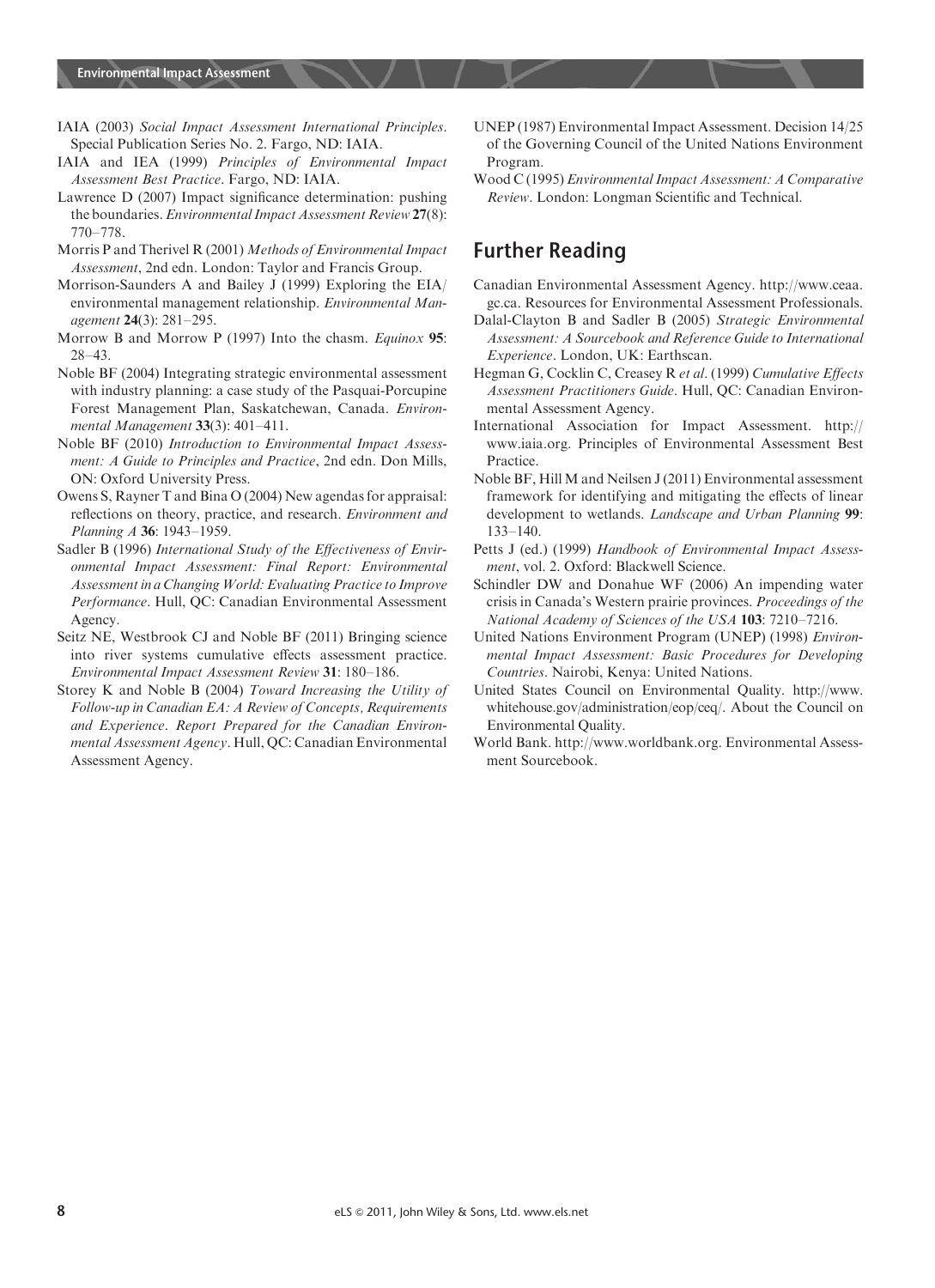IAIA (2003) *Social Impact Assessment International Principles*. Special Publication Series No. 2. Fargo, ND: IAIA.

IAIA and IEA (1999) *Principles of Environmental Impact Assessment Best Practice*. Fargo, ND: IAIA.

Lawrence D (2007) Impact significance determination: pushing the boundaries. *Environmental Impact Assessment Review* **27**(8): 770–778.

Morris P and Therivel R (2001) *Methods of Environmental Impact Assessment*, 2nd edn. London: Taylor and Francis Group.

Morrison-Saunders A and Bailey J (1999) Exploring the EIA/environmental management relationship. *Environmental Management* **24**(3): 281–295.

Morrow B and Morrow P (1997) Into the chasm. *Equinox* **95**: 28–43.

Noble BF (2004) Integrating strategic environmental assessment with industry planning: a case study of the Pasquai-Porcupine Forest Management Plan, Saskatchewan, Canada. *Environmental Management* **33**(3): 401–411.

Noble BF (2010) *Introduction to Environmental Impact Assessment: A Guide to Principles and Practice*, 2nd edn. Don Mills, ON: Oxford University Press.

Owens S, Rayner T and Bina O (2004) New agendas for appraisal: reflections on theory, practice, and research. *Environment and Planning A* **36**: 1943–1959.

Sadler B (1996) *International Study of the Effectiveness of Environmental Impact Assessment: Final Report: Environmental Assessment in a Changing World: Evaluating Practice to Improve Performance*. Hull, QC: Canadian Environmental Assessment Agency.

Seitz NE, Westbrook CJ and Noble BF (2011) Bringing science into river systems cumulative effects assessment practice. *Environmental Impact Assessment Review* **31**: 180–186.

Storey K and Noble B (2004) *Toward Increasing the Utility of Follow-up in Canadian EA: A Review of Concepts, Requirements and Experience. Report Prepared for the Canadian Environmental Assessment Agency*. Hull, QC: Canadian Environmental Assessment Agency.

UNEP (1987) Environmental Impact Assessment. Decision 14/25 of the Governing Council of the United Nations Environment Program.

Wood C (1995) *Environmental Impact Assessment: A Comparative Review*. London: Longman Scientific and Technical.

## Further Reading

Canadian Environmental Assessment Agency. http://www.ceaa.gc.ca. Resources for Environmental Assessment Professionals.

Dalal-Clayton B and Sadler B (2005) *Strategic Environmental Assessment: A Sourcebook and Reference Guide to International Experience*. London, UK: Earthscan.

Hegman G, Cocklin C, Creasey R *et al*. (1999) *Cumulative Effects Assessment Practitioners Guide*. Hull, QC: Canadian Environmental Assessment Agency.

International Association for Impact Assessment. http://www.iaia.org. Principles of Environmental Assessment Best Practice.

Noble BF, Hill M and Neilsen J (2011) Environmental assessment framework for identifying and mitigating the effects of linear development to wetlands. *Landscape and Urban Planning* **99**: 133–140.

Petts J (ed.) (1999) *Handbook of Environmental Impact Assessment*, vol. 2. Oxford: Blackwell Science.

Schindler DW and Donahue WF (2006) An impending water crisis in Canada's Western prairie provinces. *Proceedings of the National Academy of Sciences of the USA* **103**: 7210–7216.

United Nations Environment Program (UNEP) (1998) *Environmental Impact Assessment: Basic Procedures for Developing Countries*. Nairobi, Kenya: United Nations.

United States Council on Environmental Quality. http://www.whitehouse.gov/administration/eop/ceq/. About the Council on Environmental Quality.

World Bank. http://www.worldbank.org. Environmental Assessment Sourcebook.